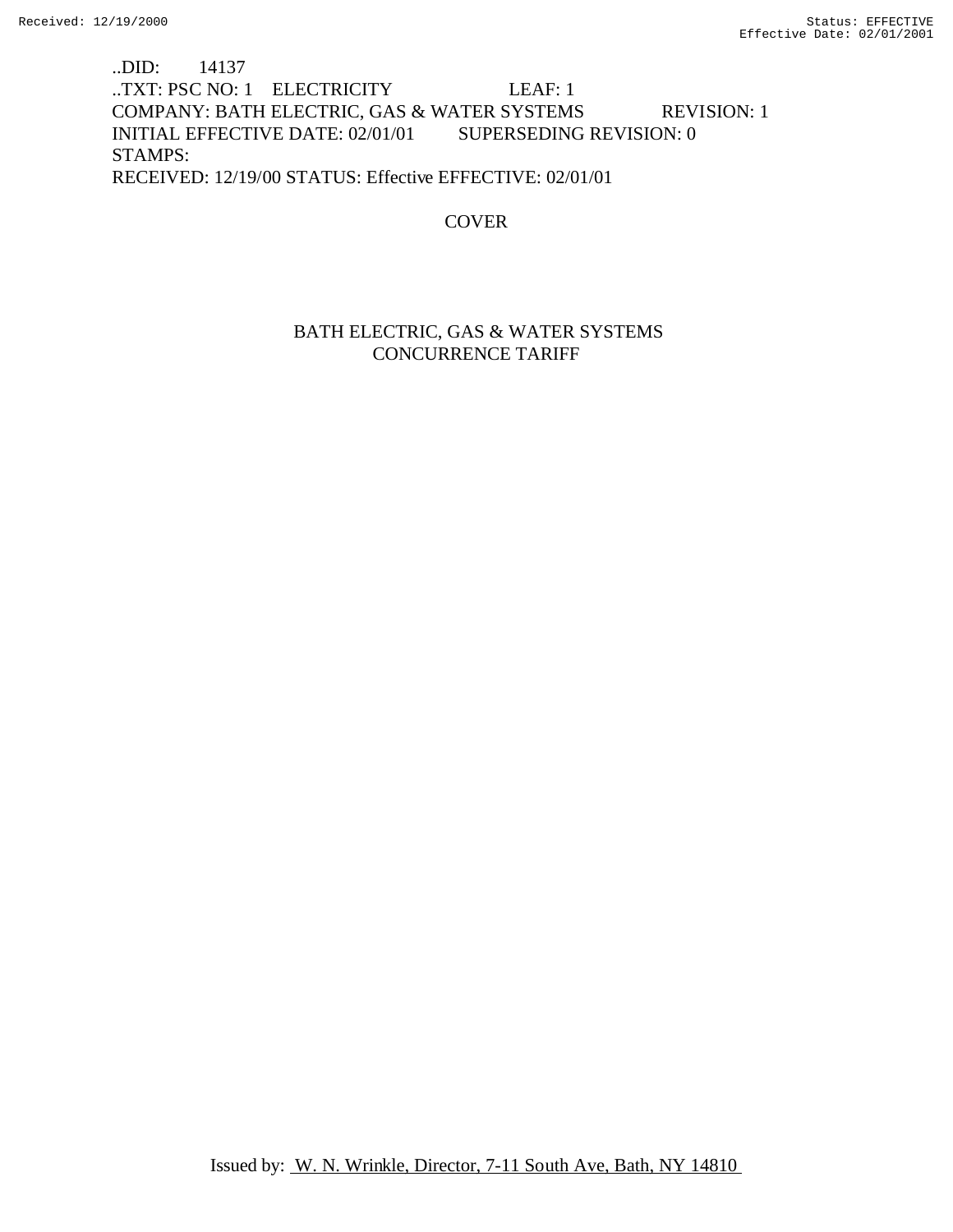..DID: 14137
..TXT: PSC NO: 1 ELECTRICITY LEAF: 1
COMPANY: BATH ELECTRIC, GAS & WATER SYSTEMS REVISION: 1
INITIAL EFFECTIVE DATE: 02/01/01 SUPERSEDING REVISION: 0
STAMPS:
RECEIVED: 12/19/00 STATUS: Effective EFFECTIVE: 02/01/01

COVER

# BATH ELECTRIC, GAS & WATER SYSTEMS
# CONCURRENCE TARIFF

Issued by: W. N. Wrinkle, Director, 7-11 South Ave, Bath, NY 14810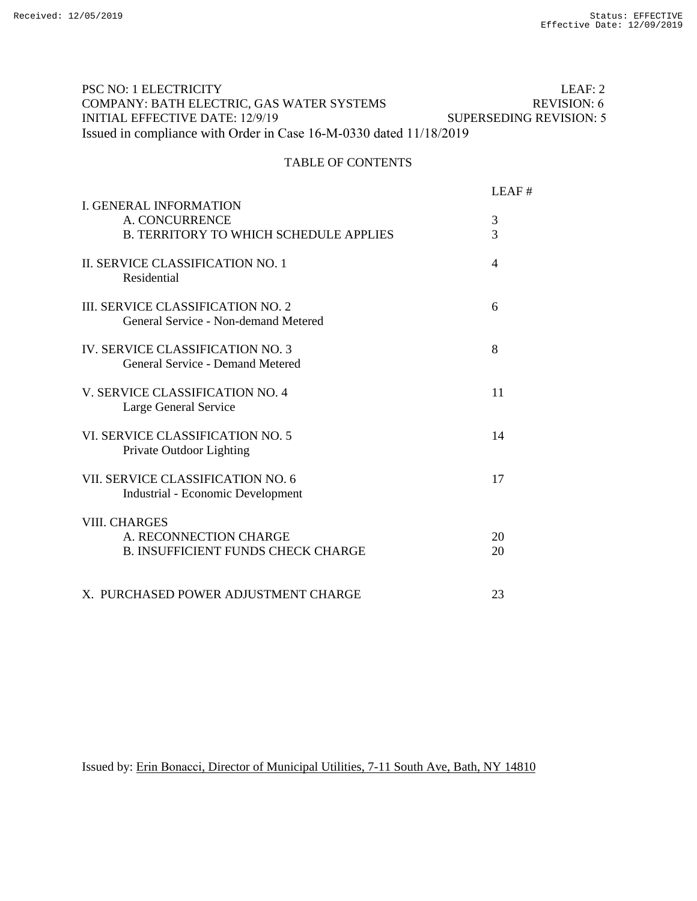PSC NO: 1 ELECTRICITY LEAF: 2
COMPANY: BATH ELECTRIC, GAS WATER SYSTEMS REVISION: 6
INITIAL EFFECTIVE DATE: 12/9/19 SUPERSEDING REVISION: 5
Issued in compliance with Order in Case 16-M-0330 dated 11/18/2019

## TABLE OF CONTENTS

| | LEAF # |
|---|---|
| I. GENERAL INFORMATION | |
| A. CONCURRENCE | 3 |
| B. TERRITORY TO WHICH SCHEDULE APPLIES | 3 |
| II. SERVICE CLASSIFICATION NO. 1 Residential | 4 |
| III. SERVICE CLASSIFICATION NO. 2 General Service - Non-demand Metered | 6 |
| IV. SERVICE CLASSIFICATION NO. 3 General Service - Demand Metered | 8 |
| V. SERVICE CLASSIFICATION NO. 4 Large General Service | 11 |
| VI. SERVICE CLASSIFICATION NO. 5 Private Outdoor Lighting | 14 |
| VII. SERVICE CLASSIFICATION NO. 6 Industrial - Economic Development | 17 |
| VIII. CHARGES | |
| A. RECONNECTION CHARGE | 20 |
| B. INSUFFICIENT FUNDS CHECK CHARGE | 20 |
| X. PURCHASED POWER ADJUSTMENT CHARGE | 23 |

Issued by: Erin Bonacci, Director of Municipal Utilities, 7-11 South Ave, Bath, NY 14810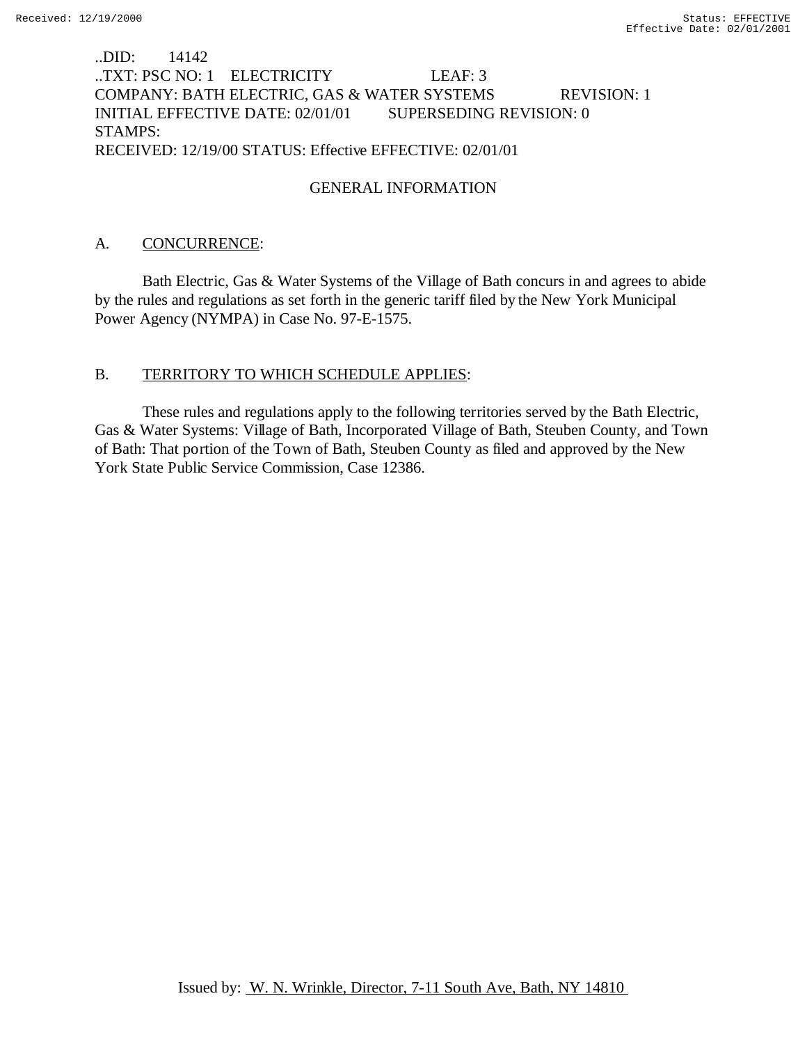..DID: 14142
..TXT: PSC NO: 1 ELECTRICITY LEAF: 3
COMPANY: BATH ELECTRIC, GAS & WATER SYSTEMS REVISION: 1
INITIAL EFFECTIVE DATE: 02/01/01 SUPERSEDING REVISION: 0
STAMPS:
RECEIVED: 12/19/00 STATUS: Effective EFFECTIVE: 02/01/01

## GENERAL INFORMATION

A. CONCURRENCE:

Bath Electric, Gas & Water Systems of the Village of Bath concurs in and agrees to abide by the rules and regulations as set forth in the generic tariff filed by the New York Municipal Power Agency (NYMPA) in Case No. 97-E-1575.

B. TERRITORY TO WHICH SCHEDULE APPLIES:

These rules and regulations apply to the following territories served by the Bath Electric, Gas & Water Systems: Village of Bath, Incorporated Village of Bath, Steuben County, and Town of Bath: That portion of the Town of Bath, Steuben County as filed and approved by the New York State Public Service Commission, Case 12386.

Issued by: W. N. Wrinkle, Director, 7-11 South Ave, Bath, NY 14810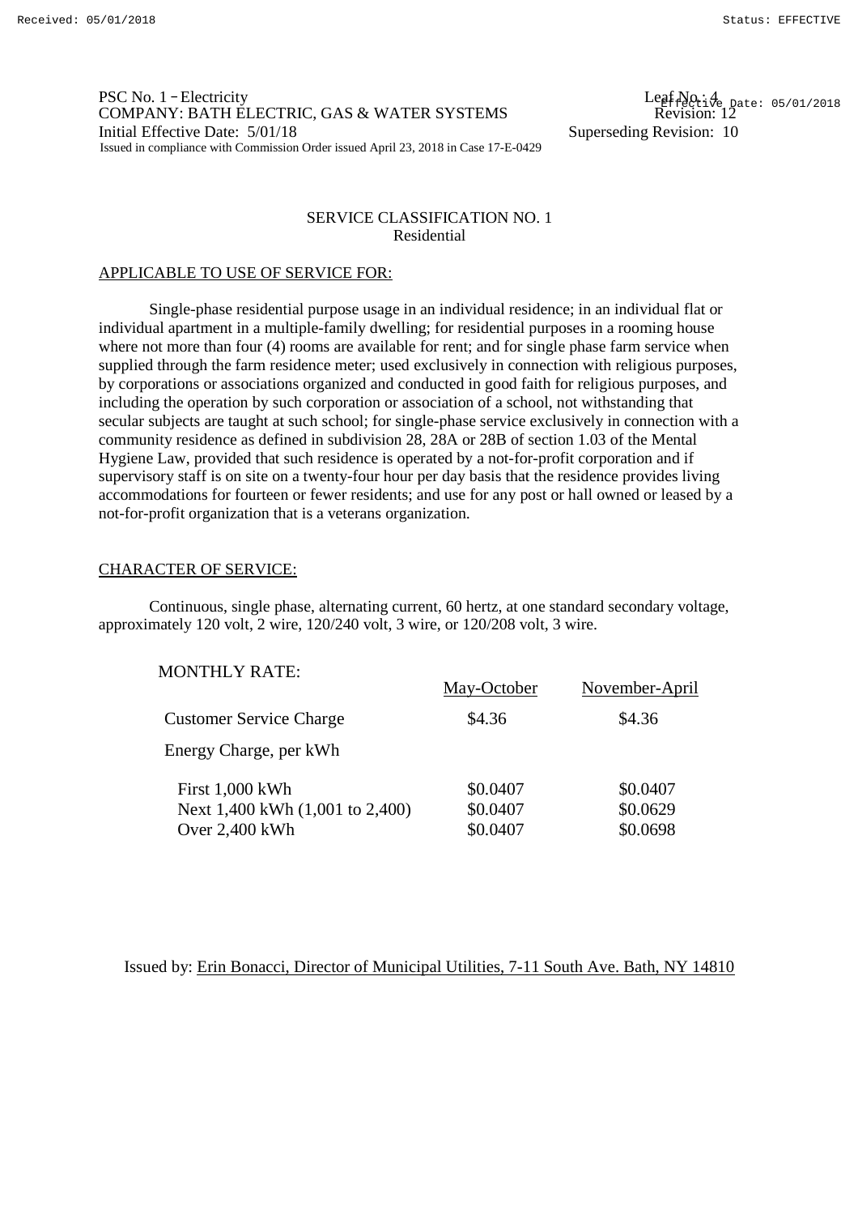PSC No. 1 – Electricity  
COMPANY: BATH ELECTRIC, GAS & WATER SYSTEMS  
Initial Effective Date: 5/01/18  
Issued in compliance with Commission Order issued April 23, 2018 in Case 17-E-0429

Leaf No.: 4  
Revision: 12  
Superseding Revision: 10

## SERVICE CLASSIFICATION NO. 1
### Residential

APPLICABLE TO USE OF SERVICE FOR:

Single-phase residential purpose usage in an individual residence; in an individual flat or individual apartment in a multiple-family dwelling; for residential purposes in a rooming house where not more than four (4) rooms are available for rent; and for single phase farm service when supplied through the farm residence meter; used exclusively in connection with religious purposes, by corporations or associations organized and conducted in good faith for religious purposes, and including the operation by such corporation or association of a school, not withstanding that secular subjects are taught at such school; for single-phase service exclusively in connection with a community residence as defined in subdivision 28, 28A or 28B of section 1.03 of the Mental Hygiene Law, provided that such residence is operated by a not-for-profit corporation and if supervisory staff is on site on a twenty-four hour per day basis that the residence provides living accommodations for fourteen or fewer residents; and use for any post or hall owned or leased by a not-for-profit organization that is a veterans organization.

CHARACTER OF SERVICE:

Continuous, single phase, alternating current, 60 hertz, at one standard secondary voltage, approximately 120 volt, 2 wire, 120/240 volt, 3 wire, or 120/208 volt, 3 wire.

MONTHLY RATE:

| | May-October | November-April |
|---|---|---|
| Customer Service Charge | $4.36 | $4.36 |
| Energy Charge, per kWh | | |
| First 1,000 kWh | $0.0407 | $0.0407 |
| Next 1,400 kWh (1,001 to 2,400) | $0.0407 | $0.0629 |
| Over 2,400 kWh | $0.0407 | $0.0698 |

Issued by: Erin Bonacci, Director of Municipal Utilities, 7-11 South Ave. Bath, NY 14810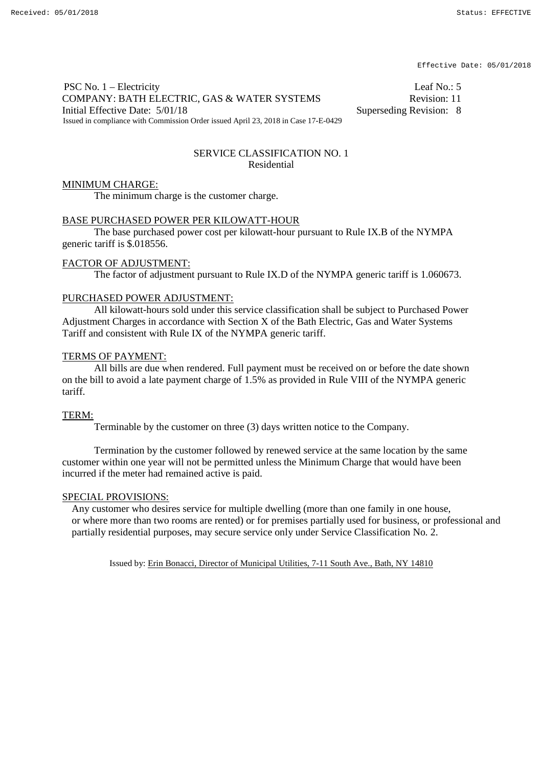PSC No. 1 – Electricity Leaf No.: 5
COMPANY: BATH ELECTRIC, GAS & WATER SYSTEMS Revision: 11
Initial Effective Date: 5/01/18 Superseding Revision: 8
Issued in compliance with Commission Order issued April 23, 2018 in Case 17-E-0429

## SERVICE CLASSIFICATION NO. 1
Residential

MINIMUM CHARGE:

The minimum charge is the customer charge.

BASE PURCHASED POWER PER KILOWATT-HOUR

The base purchased power cost per kilowatt-hour pursuant to Rule IX.B of the NYMPA generic tariff is $.018556.

FACTOR OF ADJUSTMENT:

The factor of adjustment pursuant to Rule IX.D of the NYMPA generic tariff is 1.060673.

PURCHASED POWER ADJUSTMENT:

All kilowatt-hours sold under this service classification shall be subject to Purchased Power Adjustment Charges in accordance with Section X of the Bath Electric, Gas and Water Systems Tariff and consistent with Rule IX of the NYMPA generic tariff.

TERMS OF PAYMENT:

All bills are due when rendered. Full payment must be received on or before the date shown on the bill to avoid a late payment charge of 1.5% as provided in Rule VIII of the NYMPA generic tariff.

TERM:

Terminable by the customer on three (3) days written notice to the Company.

Termination by the customer followed by renewed service at the same location by the same customer within one year will not be permitted unless the Minimum Charge that would have been incurred if the meter had remained active is paid.

SPECIAL PROVISIONS:

Any customer who desires service for multiple dwelling (more than one family in one house, or where more than two rooms are rented) or for premises partially used for business, or professional and partially residential purposes, may secure service only under Service Classification No. 2.

Issued by: Erin Bonacci, Director of Municipal Utilities, 7-11 South Ave., Bath, NY 14810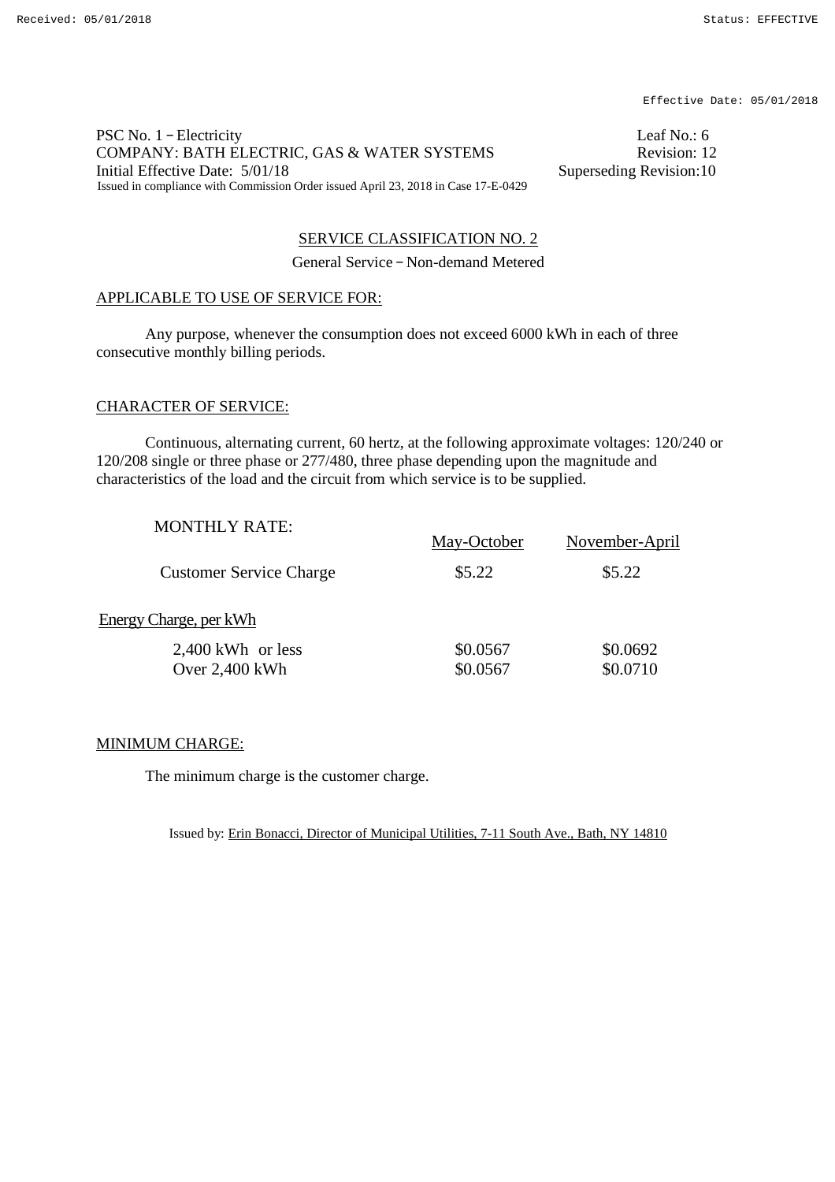Effective Date: 05/01/2018

PSC No. 1 – Electricity | Leaf No.: 6
COMPANY: BATH ELECTRIC, GAS & WATER SYSTEMS | Revision: 12
Initial Effective Date: 5/01/18 | Superseding Revision:10
Issued in compliance with Commission Order issued April 23, 2018 in Case 17-E-0429

## SERVICE CLASSIFICATION NO. 2

General Service – Non-demand Metered

### APPLICABLE TO USE OF SERVICE FOR:

Any purpose, whenever the consumption does not exceed 6000 kWh in each of three consecutive monthly billing periods.

### CHARACTER OF SERVICE:

Continuous, alternating current, 60 hertz, at the following approximate voltages: 120/240 or 120/208 single or three phase or 277/480, three phase depending upon the magnitude and characteristics of the load and the circuit from which service is to be supplied.

| MONTHLY RATE: | May-October | November-April |
|---|---|---|
| Customer Service Charge | \$5.22 | \$5.22 |
| Energy Charge, per kWh | | |
| 2,400 kWh or less | \$0.0567 | \$0.0692 |
| Over 2,400 kWh | \$0.0567 | \$0.0710 |

### MINIMUM CHARGE:

The minimum charge is the customer charge.

Issued by: Erin Bonacci, Director of Municipal Utilities, 7-11 South Ave., Bath, NY 14810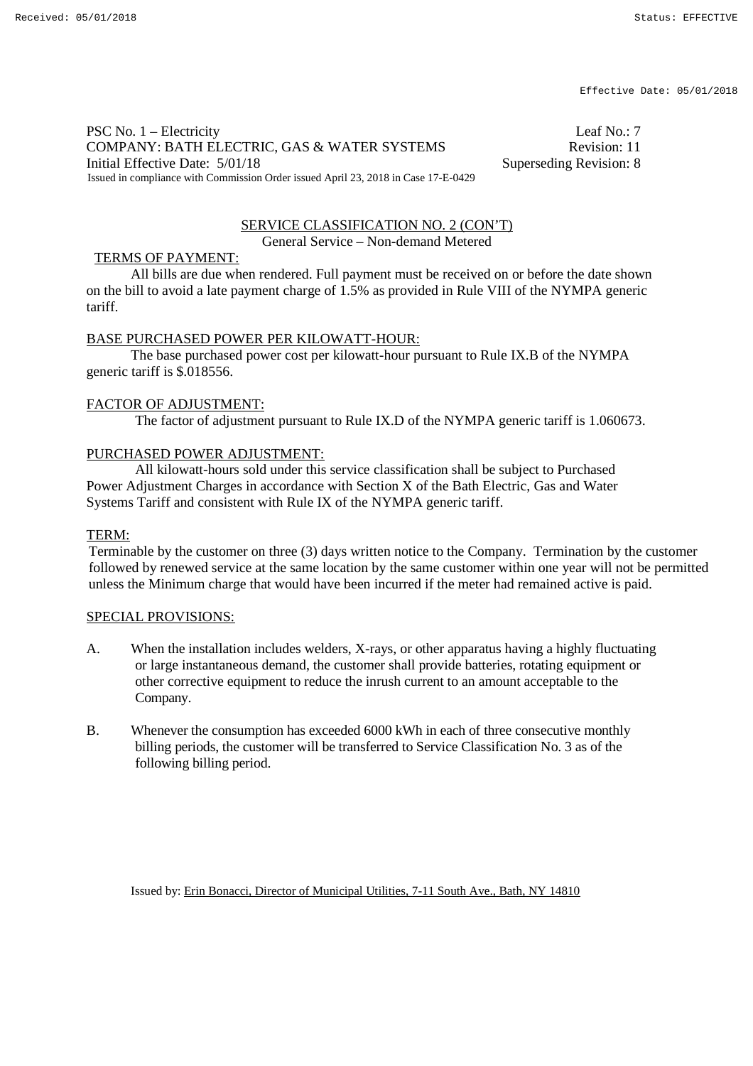PSC No. 1 – Electricity Leaf No.: 7
COMPANY: BATH ELECTRIC, GAS & WATER SYSTEMS Revision: 11
Initial Effective Date: 5/01/18 Superseding Revision: 8
Issued in compliance with Commission Order issued April 23, 2018 in Case 17-E-0429

## SERVICE CLASSIFICATION NO. 2 (CON'T)

General Service – Non-demand Metered

### TERMS OF PAYMENT:

All bills are due when rendered. Full payment must be received on or before the date shown on the bill to avoid a late payment charge of 1.5% as provided in Rule VIII of the NYMPA generic tariff.

### BASE PURCHASED POWER PER KILOWATT-HOUR:

The base purchased power cost per kilowatt-hour pursuant to Rule IX.B of the NYMPA generic tariff is $.018556.

### FACTOR OF ADJUSTMENT:

The factor of adjustment pursuant to Rule IX.D of the NYMPA generic tariff is 1.060673.

### PURCHASED POWER ADJUSTMENT:

All kilowatt-hours sold under this service classification shall be subject to Purchased Power Adjustment Charges in accordance with Section X of the Bath Electric, Gas and Water Systems Tariff and consistent with Rule IX of the NYMPA generic tariff.

### TERM:

Terminable by the customer on three (3) days written notice to the Company. Termination by the customer followed by renewed service at the same location by the same customer within one year will not be permitted unless the Minimum charge that would have been incurred if the meter had remained active is paid.

### SPECIAL PROVISIONS:

A. When the installation includes welders, X-rays, or other apparatus having a highly fluctuating or large instantaneous demand, the customer shall provide batteries, rotating equipment or other corrective equipment to reduce the inrush current to an amount acceptable to the Company.

B. Whenever the consumption has exceeded 6000 kWh in each of three consecutive monthly billing periods, the customer will be transferred to Service Classification No. 3 as of the following billing period.

Issued by: Erin Bonacci, Director of Municipal Utilities, 7-11 South Ave., Bath, NY 14810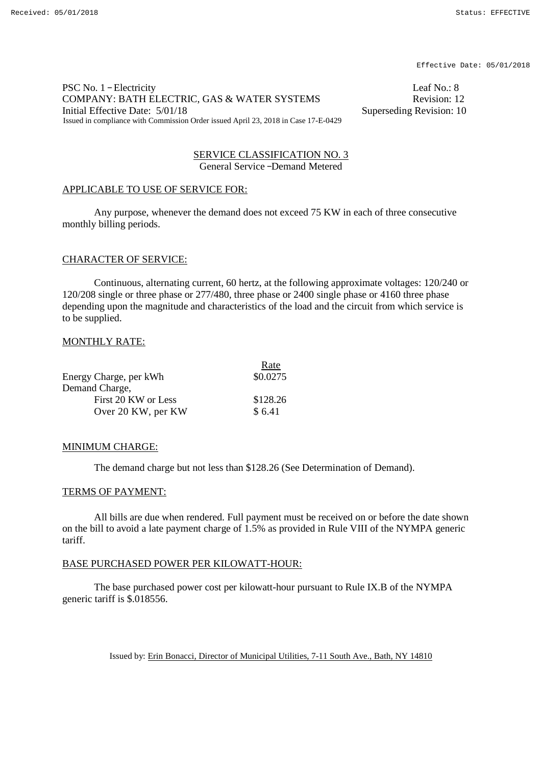PSC No. 1 – Electricity Leaf No.: 8
COMPANY: BATH ELECTRIC, GAS & WATER SYSTEMS Revision: 12
Initial Effective Date: 5/01/18 Superseding Revision: 10
Issued in compliance with Commission Order issued April 23, 2018 in Case 17-E-0429

## SERVICE CLASSIFICATION NO. 3
General Service – Demand Metered

### APPLICABLE TO USE OF SERVICE FOR:

Any purpose, whenever the demand does not exceed 75 KW in each of three consecutive monthly billing periods.

### CHARACTER OF SERVICE:

Continuous, alternating current, 60 hertz, at the following approximate voltages: 120/240 or 120/208 single or three phase or 277/480, three phase or 2400 single phase or 4160 three phase depending upon the magnitude and characteristics of the load and the circuit from which service is to be supplied.

### MONTHLY RATE:

| | Rate |
|---|---|
| Energy Charge, per kWh | $0.0275 |
| Demand Charge, | |
| First 20 KW or Less | $128.26 |
| Over 20 KW, per KW | $ 6.41 |

### MINIMUM CHARGE:

The demand charge but not less than $128.26 (See Determination of Demand).

### TERMS OF PAYMENT:

All bills are due when rendered. Full payment must be received on or before the date shown on the bill to avoid a late payment charge of 1.5% as provided in Rule VIII of the NYMPA generic tariff.

### BASE PURCHASED POWER PER KILOWATT-HOUR:

The base purchased power cost per kilowatt-hour pursuant to Rule IX.B of the NYMPA generic tariff is $.018556.

Issued by: Erin Bonacci, Director of Municipal Utilities, 7-11 South Ave., Bath, NY 14810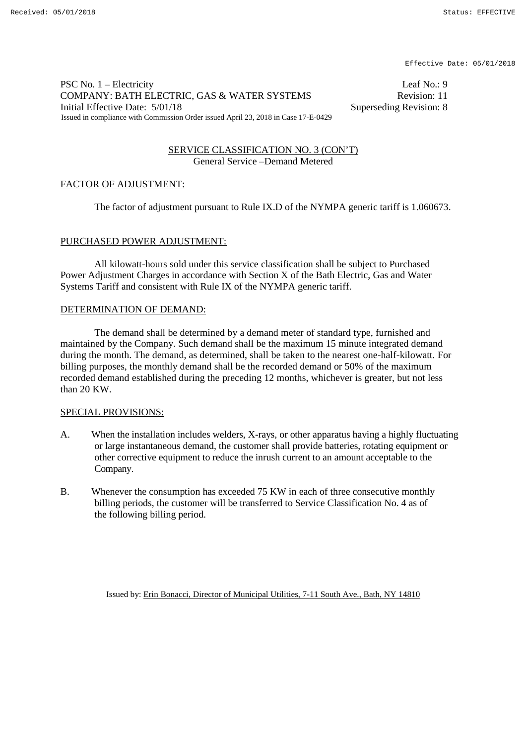PSC No. 1 – Electricity | Leaf No.: 9
COMPANY: BATH ELECTRIC, GAS & WATER SYSTEMS | Revision: 11
Initial Effective Date: 5/01/18 | Superseding Revision: 8
Issued in compliance with Commission Order issued April 23, 2018 in Case 17-E-0429

## SERVICE CLASSIFICATION NO. 3 (CON'T)
General Service –Demand Metered

### FACTOR OF ADJUSTMENT:

The factor of adjustment pursuant to Rule IX.D of the NYMPA generic tariff is 1.060673.

### PURCHASED POWER ADJUSTMENT:

All kilowatt-hours sold under this service classification shall be subject to Purchased Power Adjustment Charges in accordance with Section X of the Bath Electric, Gas and Water Systems Tariff and consistent with Rule IX of the NYMPA generic tariff.

### DETERMINATION OF DEMAND:

The demand shall be determined by a demand meter of standard type, furnished and maintained by the Company. Such demand shall be the maximum 15 minute integrated demand during the month. The demand, as determined, shall be taken to the nearest one-half-kilowatt. For billing purposes, the monthly demand shall be the recorded demand or 50% of the maximum recorded demand established during the preceding 12 months, whichever is greater, but not less than 20 KW.

### SPECIAL PROVISIONS:

A. When the installation includes welders, X-rays, or other apparatus having a highly fluctuating or large instantaneous demand, the customer shall provide batteries, rotating equipment or other corrective equipment to reduce the inrush current to an amount acceptable to the Company.

B. Whenever the consumption has exceeded 75 KW in each of three consecutive monthly billing periods, the customer will be transferred to Service Classification No. 4 as of the following billing period.

Issued by: Erin Bonacci, Director of Municipal Utilities, 7-11 South Ave., Bath, NY 14810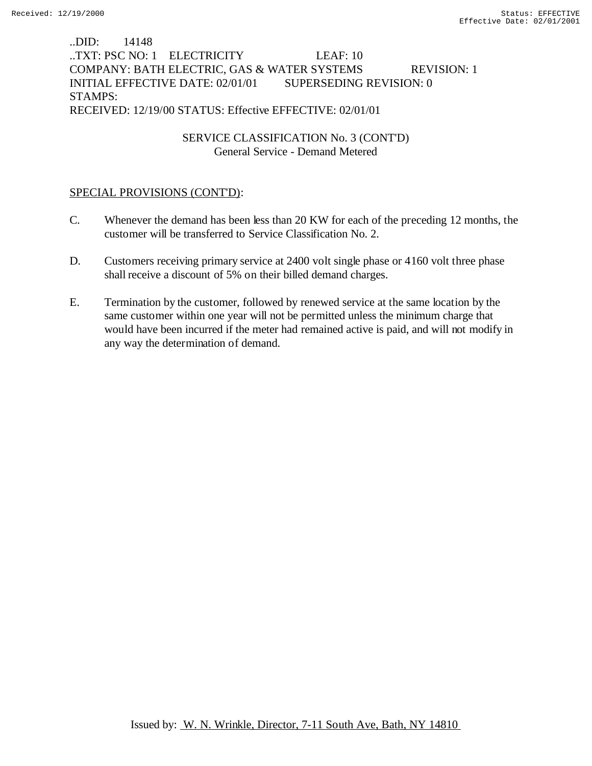..DID: 14148
..TXT: PSC NO: 1 ELECTRICITY LEAF: 10
COMPANY: BATH ELECTRIC, GAS & WATER SYSTEMS REVISION: 1
INITIAL EFFECTIVE DATE: 02/01/01 SUPERSEDING REVISION: 0
STAMPS:
RECEIVED: 12/19/00 STATUS: Effective EFFECTIVE: 02/01/01

SERVICE CLASSIFICATION No. 3 (CONT'D)
General Service - Demand Metered

SPECIAL PROVISIONS (CONT'D):

C. Whenever the demand has been less than 20 KW for each of the preceding 12 months, the customer will be transferred to Service Classification No. 2.

D. Customers receiving primary service at 2400 volt single phase or 4160 volt three phase shall receive a discount of 5% on their billed demand charges.

E. Termination by the customer, followed by renewed service at the same location by the same customer within one year will not be permitted unless the minimum charge that would have been incurred if the meter had remained active is paid, and will not modify in any way the determination of demand.

Issued by: W. N. Wrinkle, Director, 7-11 South Ave, Bath, NY 14810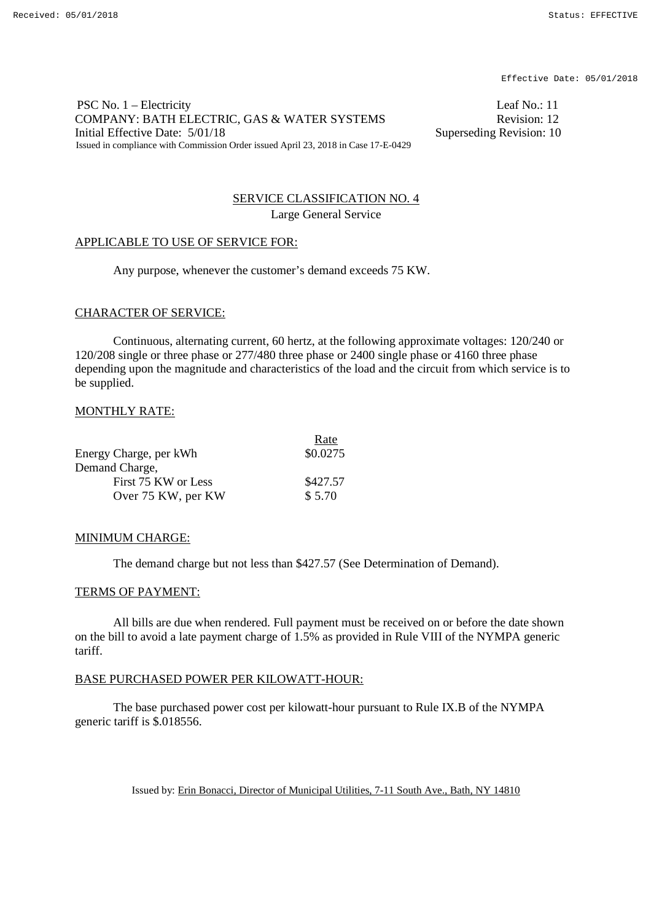PSC No. 1 – Electricity  Leaf No.: 11
COMPANY: BATH ELECTRIC, GAS & WATER SYSTEMS  Revision: 12
Initial Effective Date: 5/01/18  Superseding Revision: 10
Issued in compliance with Commission Order issued April 23, 2018 in Case 17-E-0429

## SERVICE CLASSIFICATION NO. 4

Large General Service

### APPLICABLE TO USE OF SERVICE FOR:

Any purpose, whenever the customer's demand exceeds 75 KW.

### CHARACTER OF SERVICE:

Continuous, alternating current, 60 hertz, at the following approximate voltages: 120/240 or 120/208 single or three phase or 277/480 three phase or 2400 single phase or 4160 three phase depending upon the magnitude and characteristics of the load and the circuit from which service is to be supplied.

### MONTHLY RATE:

| | Rate |
|---|---|
| Energy Charge, per kWh | $0.0275 |
| Demand Charge, | |
| First 75 KW or Less | $427.57 |
| Over 75 KW, per KW | $ 5.70 |

### MINIMUM CHARGE:

The demand charge but not less than $427.57 (See Determination of Demand).

### TERMS OF PAYMENT:

All bills are due when rendered. Full payment must be received on or before the date shown on the bill to avoid a late payment charge of 1.5% as provided in Rule VIII of the NYMPA generic tariff.

### BASE PURCHASED POWER PER KILOWATT-HOUR:

The base purchased power cost per kilowatt-hour pursuant to Rule IX.B of the NYMPA generic tariff is $.018556.

Issued by: Erin Bonacci, Director of Municipal Utilities, 7-11 South Ave., Bath, NY 14810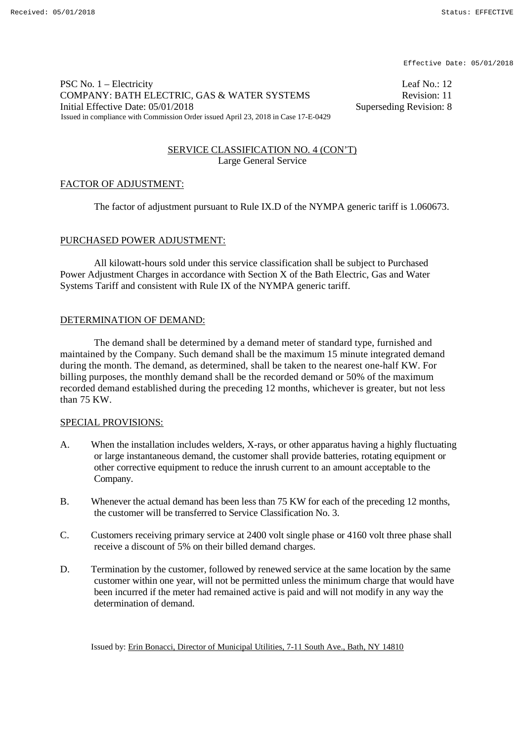PSC No. 1 – Electricity | Leaf No.: 12
COMPANY: BATH ELECTRIC, GAS & WATER SYSTEMS | Revision: 11
Initial Effective Date: 05/01/2018 | Superseding Revision: 8
Issued in compliance with Commission Order issued April 23, 2018 in Case 17-E-0429

## SERVICE CLASSIFICATION NO. 4 (CON'T)
Large General Service

### FACTOR OF ADJUSTMENT:

The factor of adjustment pursuant to Rule IX.D of the NYMPA generic tariff is 1.060673.

### PURCHASED POWER ADJUSTMENT:

All kilowatt-hours sold under this service classification shall be subject to Purchased Power Adjustment Charges in accordance with Section X of the Bath Electric, Gas and Water Systems Tariff and consistent with Rule IX of the NYMPA generic tariff.

### DETERMINATION OF DEMAND:

The demand shall be determined by a demand meter of standard type, furnished and maintained by the Company. Such demand shall be the maximum 15 minute integrated demand during the month. The demand, as determined, shall be taken to the nearest one-half KW. For billing purposes, the monthly demand shall be the recorded demand or 50% of the maximum recorded demand established during the preceding 12 months, whichever is greater, but not less than 75 KW.

### SPECIAL PROVISIONS:

A. When the installation includes welders, X-rays, or other apparatus having a highly fluctuating or large instantaneous demand, the customer shall provide batteries, rotating equipment or other corrective equipment to reduce the inrush current to an amount acceptable to the Company.

B. Whenever the actual demand has been less than 75 KW for each of the preceding 12 months, the customer will be transferred to Service Classification No. 3.

C. Customers receiving primary service at 2400 volt single phase or 4160 volt three phase shall receive a discount of 5% on their billed demand charges.

D. Termination by the customer, followed by renewed service at the same location by the same customer within one year, will not be permitted unless the minimum charge that would have been incurred if the meter had remained active is paid and will not modify in any way the determination of demand.

Issued by: Erin Bonacci, Director of Municipal Utilities, 7-11 South Ave., Bath, NY 14810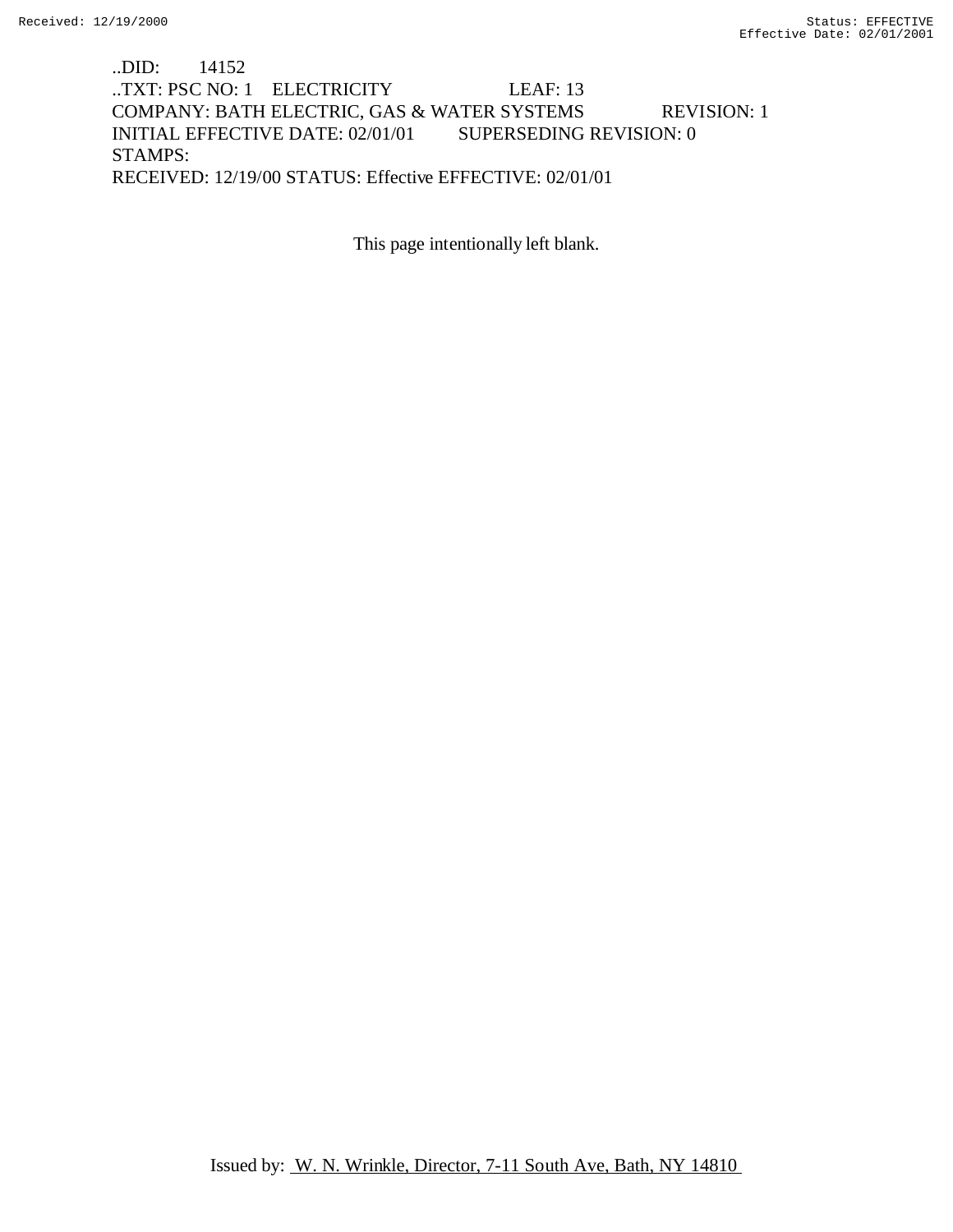..DID: 14152
..TXT: PSC NO: 1 ELECTRICITY LEAF: 13
COMPANY: BATH ELECTRIC, GAS & WATER SYSTEMS REVISION: 1
INITIAL EFFECTIVE DATE: 02/01/01 SUPERSEDING REVISION: 0
STAMPS:
RECEIVED: 12/19/00 STATUS: Effective EFFECTIVE: 02/01/01

This page intentionally left blank.

Issued by: W. N. Wrinkle, Director, 7-11 South Ave, Bath, NY 14810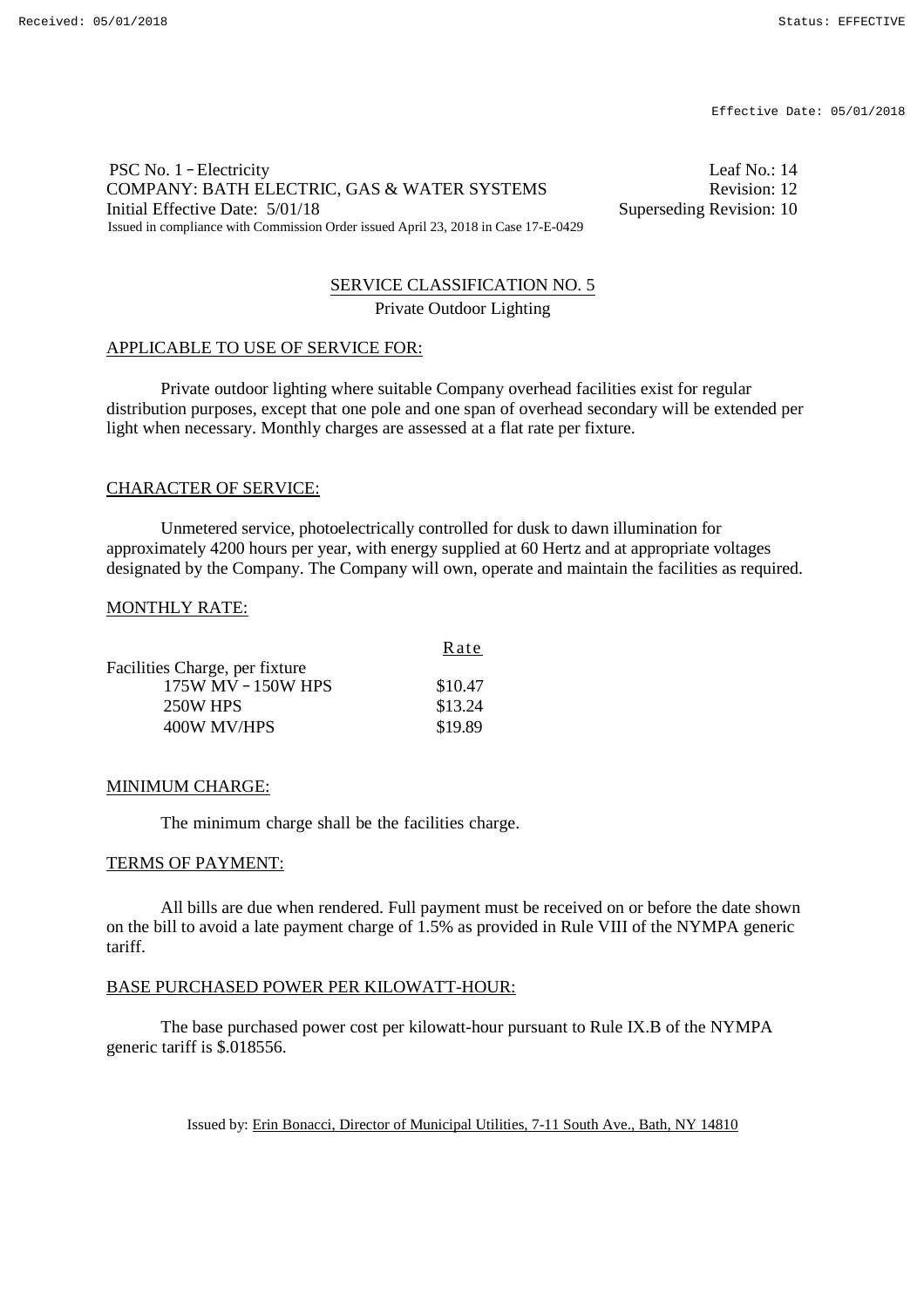PSC No. 1 – Electricity | Leaf No.: 14
COMPANY: BATH ELECTRIC, GAS & WATER SYSTEMS | Revision: 12
Initial Effective Date: 5/01/18 | Superseding Revision: 10
Issued in compliance with Commission Order issued April 23, 2018 in Case 17-E-0429

## SERVICE CLASSIFICATION NO. 5

Private Outdoor Lighting

### APPLICABLE TO USE OF SERVICE FOR:

Private outdoor lighting where suitable Company overhead facilities exist for regular distribution purposes, except that one pole and one span of overhead secondary will be extended per light when necessary. Monthly charges are assessed at a flat rate per fixture.

### CHARACTER OF SERVICE:

Unmetered service, photoelectrically controlled for dusk to dawn illumination for approximately 4200 hours per year, with energy supplied at 60 Hertz and at appropriate voltages designated by the Company. The Company will own, operate and maintain the facilities as required.

### MONTHLY RATE:

| | Rate |
|---|---|
| Facilities Charge, per fixture | |
| 175W MV – 150W HPS | \$10.47 |
| 250W HPS | \$13.24 |
| 400W MV/HPS | \$19.89 |

### MINIMUM CHARGE:

The minimum charge shall be the facilities charge.

### TERMS OF PAYMENT:

All bills are due when rendered. Full payment must be received on or before the date shown on the bill to avoid a late payment charge of 1.5% as provided in Rule VIII of the NYMPA generic tariff.

### BASE PURCHASED POWER PER KILOWATT-HOUR:

The base purchased power cost per kilowatt-hour pursuant to Rule IX.B of the NYMPA generic tariff is \$.018556.

Issued by: Erin Bonacci, Director of Municipal Utilities, 7-11 South Ave., Bath, NY 14810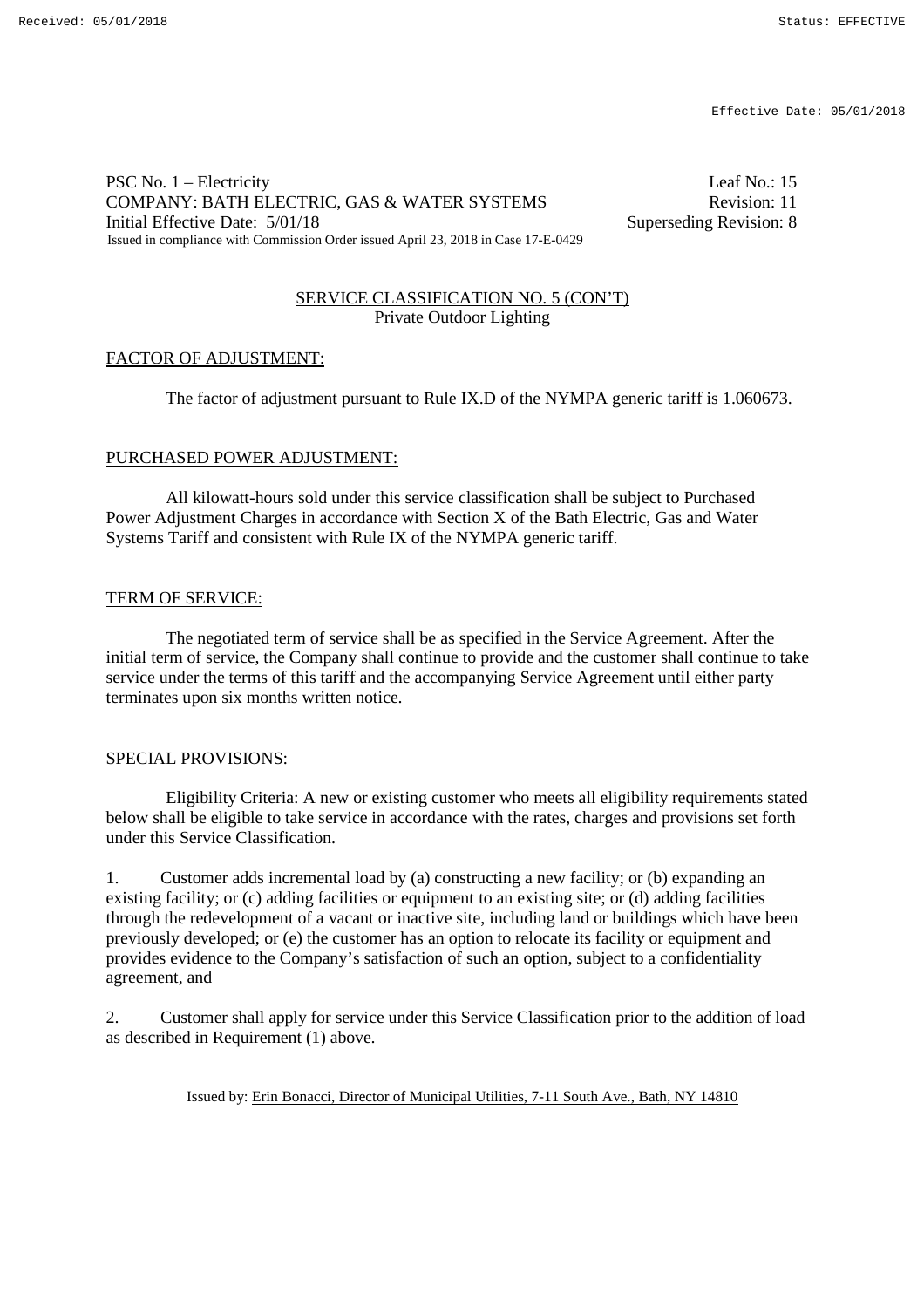PSC No. 1 – Electricity | Leaf No.: 15
COMPANY: BATH ELECTRIC, GAS & WATER SYSTEMS | Revision: 11
Initial Effective Date: 5/01/18 | Superseding Revision: 8
Issued in compliance with Commission Order issued April 23, 2018 in Case 17-E-0429

## SERVICE CLASSIFICATION NO. 5 (CON'T)
Private Outdoor Lighting

### FACTOR OF ADJUSTMENT:

The factor of adjustment pursuant to Rule IX.D of the NYMPA generic tariff is 1.060673.

### PURCHASED POWER ADJUSTMENT:

All kilowatt-hours sold under this service classification shall be subject to Purchased Power Adjustment Charges in accordance with Section X of the Bath Electric, Gas and Water Systems Tariff and consistent with Rule IX of the NYMPA generic tariff.

### TERM OF SERVICE:

The negotiated term of service shall be as specified in the Service Agreement. After the initial term of service, the Company shall continue to provide and the customer shall continue to take service under the terms of this tariff and the accompanying Service Agreement until either party terminates upon six months written notice.

### SPECIAL PROVISIONS:

Eligibility Criteria: A new or existing customer who meets all eligibility requirements stated below shall be eligible to take service in accordance with the rates, charges and provisions set forth under this Service Classification.

1. Customer adds incremental load by (a) constructing a new facility; or (b) expanding an existing facility; or (c) adding facilities or equipment to an existing site; or (d) adding facilities through the redevelopment of a vacant or inactive site, including land or buildings which have been previously developed; or (e) the customer has an option to relocate its facility or equipment and provides evidence to the Company's satisfaction of such an option, subject to a confidentiality agreement, and

2. Customer shall apply for service under this Service Classification prior to the addition of load as described in Requirement (1) above.

Issued by: Erin Bonacci, Director of Municipal Utilities, 7-11 South Ave., Bath, NY 14810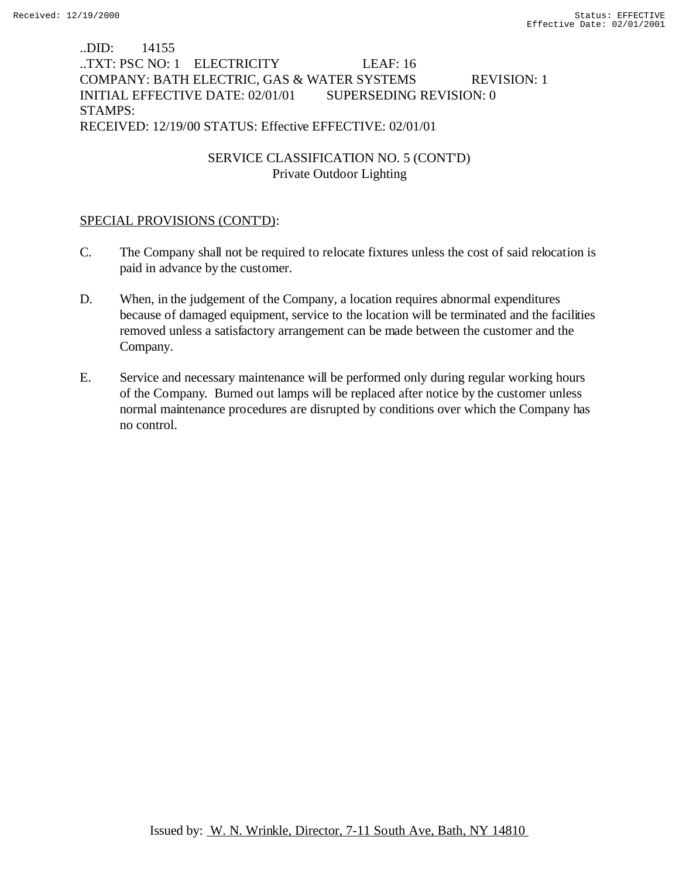..DID: 14155
..TXT: PSC NO: 1 ELECTRICITY LEAF: 16
COMPANY: BATH ELECTRIC, GAS & WATER SYSTEMS REVISION: 1
INITIAL EFFECTIVE DATE: 02/01/01 SUPERSEDING REVISION: 0
STAMPS:
RECEIVED: 12/19/00 STATUS: Effective EFFECTIVE: 02/01/01

SERVICE CLASSIFICATION NO. 5 (CONT'D)
Private Outdoor Lighting

SPECIAL PROVISIONS (CONT'D):

C. The Company shall not be required to relocate fixtures unless the cost of said relocation is paid in advance by the customer.

D. When, in the judgement of the Company, a location requires abnormal expenditures because of damaged equipment, service to the location will be terminated and the facilities removed unless a satisfactory arrangement can be made between the customer and the Company.

E. Service and necessary maintenance will be performed only during regular working hours of the Company. Burned out lamps will be replaced after notice by the customer unless normal maintenance procedures are disrupted by conditions over which the Company has no control.

Issued by: W. N. Wrinkle, Director, 7-11 South Ave, Bath, NY 14810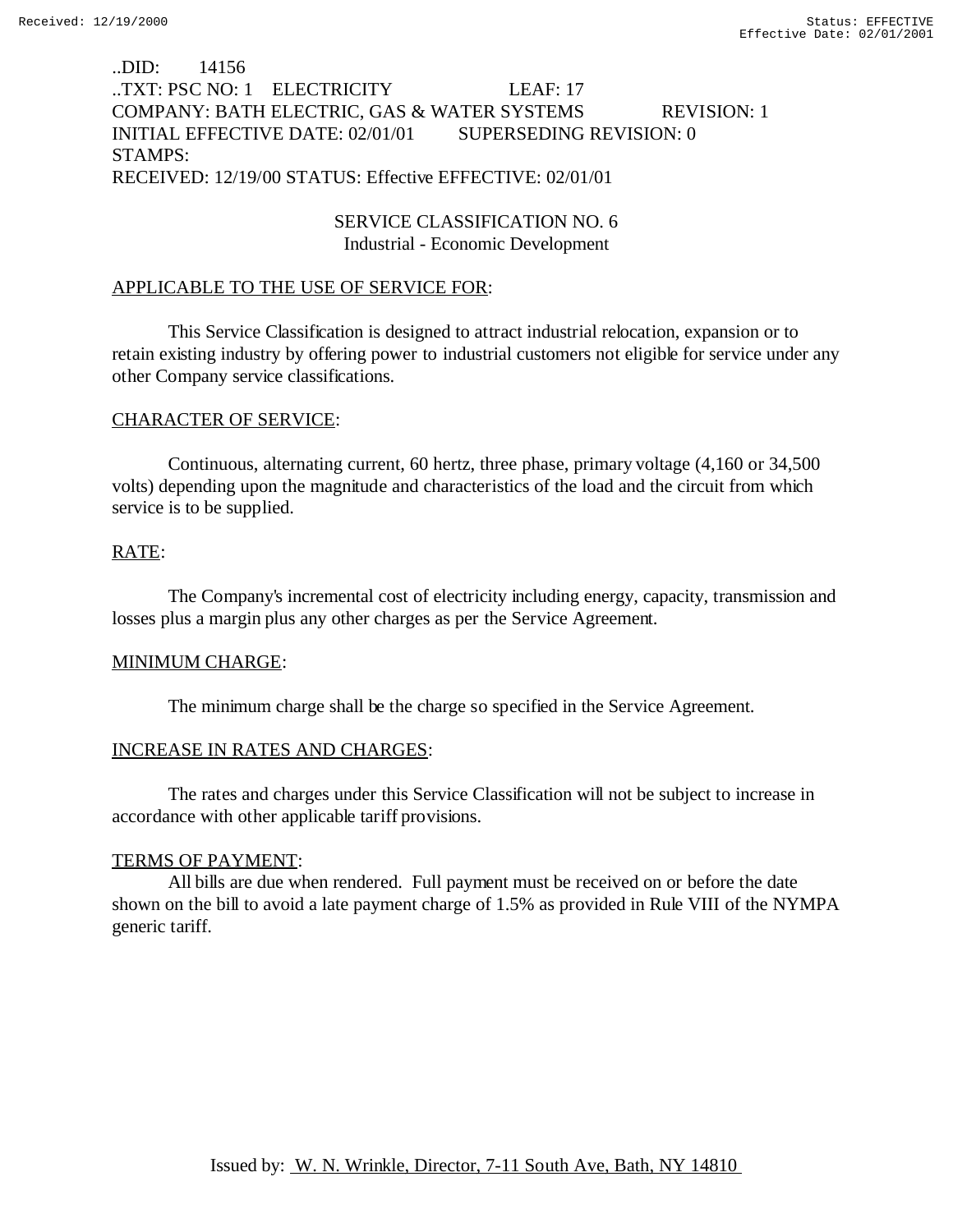..DID: 14156
..TXT: PSC NO: 1 ELECTRICITY LEAF: 17
COMPANY: BATH ELECTRIC, GAS & WATER SYSTEMS REVISION: 1
INITIAL EFFECTIVE DATE: 02/01/01 SUPERSEDING REVISION: 0
STAMPS:
RECEIVED: 12/19/00 STATUS: Effective EFFECTIVE: 02/01/01

## SERVICE CLASSIFICATION NO. 6
### Industrial - Economic Development

APPLICABLE TO THE USE OF SERVICE FOR:

This Service Classification is designed to attract industrial relocation, expansion or to retain existing industry by offering power to industrial customers not eligible for service under any other Company service classifications.

CHARACTER OF SERVICE:

Continuous, alternating current, 60 hertz, three phase, primary voltage (4,160 or 34,500 volts) depending upon the magnitude and characteristics of the load and the circuit from which service is to be supplied.

RATE:

The Company's incremental cost of electricity including energy, capacity, transmission and losses plus a margin plus any other charges as per the Service Agreement.

MINIMUM CHARGE:

The minimum charge shall be the charge so specified in the Service Agreement.

INCREASE IN RATES AND CHARGES:

The rates and charges under this Service Classification will not be subject to increase in accordance with other applicable tariff provisions.

TERMS OF PAYMENT:

All bills are due when rendered. Full payment must be received on or before the date shown on the bill to avoid a late payment charge of 1.5% as provided in Rule VIII of the NYMPA generic tariff.

Issued by: W. N. Wrinkle, Director, 7-11 South Ave, Bath, NY 14810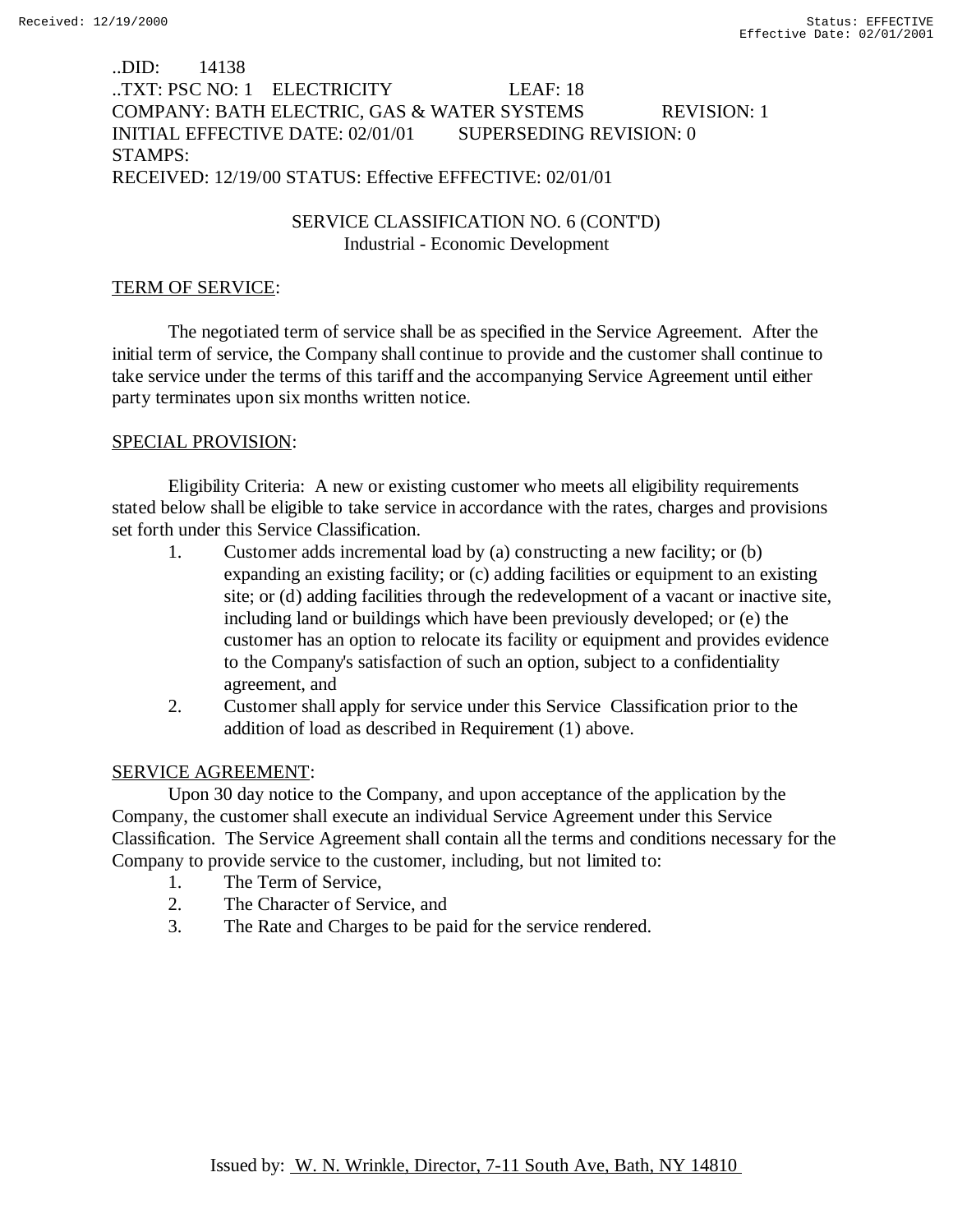..DID: 14138
..TXT: PSC NO: 1 ELECTRICITY LEAF: 18
COMPANY: BATH ELECTRIC, GAS & WATER SYSTEMS REVISION: 1
INITIAL EFFECTIVE DATE: 02/01/01 SUPERSEDING REVISION: 0
STAMPS:
RECEIVED: 12/19/00 STATUS: Effective EFFECTIVE: 02/01/01

SERVICE CLASSIFICATION NO. 6 (CONT'D)
Industrial - Economic Development

TERM OF SERVICE:

The negotiated term of service shall be as specified in the Service Agreement. After the initial term of service, the Company shall continue to provide and the customer shall continue to take service under the terms of this tariff and the accompanying Service Agreement until either party terminates upon six months written notice.

SPECIAL PROVISION:

Eligibility Criteria: A new or existing customer who meets all eligibility requirements stated below shall be eligible to take service in accordance with the rates, charges and provisions set forth under this Service Classification.

1. Customer adds incremental load by (a) constructing a new facility; or (b) expanding an existing facility; or (c) adding facilities or equipment to an existing site; or (d) adding facilities through the redevelopment of a vacant or inactive site, including land or buildings which have been previously developed; or (e) the customer has an option to relocate its facility or equipment and provides evidence to the Company's satisfaction of such an option, subject to a confidentiality agreement, and
2. Customer shall apply for service under this Service Classification prior to the addition of load as described in Requirement (1) above.

SERVICE AGREEMENT:

Upon 30 day notice to the Company, and upon acceptance of the application by the Company, the customer shall execute an individual Service Agreement under this Service Classification. The Service Agreement shall contain all the terms and conditions necessary for the Company to provide service to the customer, including, but not limited to:

1. The Term of Service,
2. The Character of Service, and
3. The Rate and Charges to be paid for the service rendered.

Issued by: W. N. Wrinkle, Director, 7-11 South Ave, Bath, NY 14810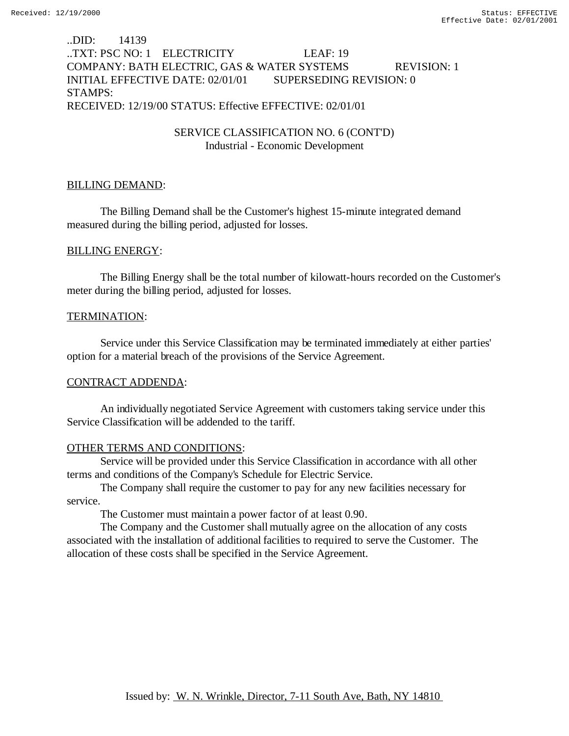..DID: 14139
..TXT: PSC NO: 1 ELECTRICITY LEAF: 19
COMPANY: BATH ELECTRIC, GAS & WATER SYSTEMS REVISION: 1
INITIAL EFFECTIVE DATE: 02/01/01 SUPERSEDING REVISION: 0
STAMPS:
RECEIVED: 12/19/00 STATUS: Effective EFFECTIVE: 02/01/01

SERVICE CLASSIFICATION NO. 6 (CONT'D)
Industrial - Economic Development

BILLING DEMAND:

The Billing Demand shall be the Customer's highest 15-minute integrated demand measured during the billing period, adjusted for losses.

BILLING ENERGY:

The Billing Energy shall be the total number of kilowatt-hours recorded on the Customer's meter during the billing period, adjusted for losses.

TERMINATION:

Service under this Service Classification may be terminated immediately at either parties' option for a material breach of the provisions of the Service Agreement.

CONTRACT ADDENDA:

An individually negotiated Service Agreement with customers taking service under this Service Classification will be addended to the tariff.

OTHER TERMS AND CONDITIONS:

Service will be provided under this Service Classification in accordance with all other terms and conditions of the Company's Schedule for Electric Service.

The Company shall require the customer to pay for any new facilities necessary for service.

The Customer must maintain a power factor of at least 0.90.

The Company and the Customer shall mutually agree on the allocation of any costs associated with the installation of additional facilities to required to serve the Customer. The allocation of these costs shall be specified in the Service Agreement.

Issued by: W. N. Wrinkle, Director, 7-11 South Ave, Bath, NY 14810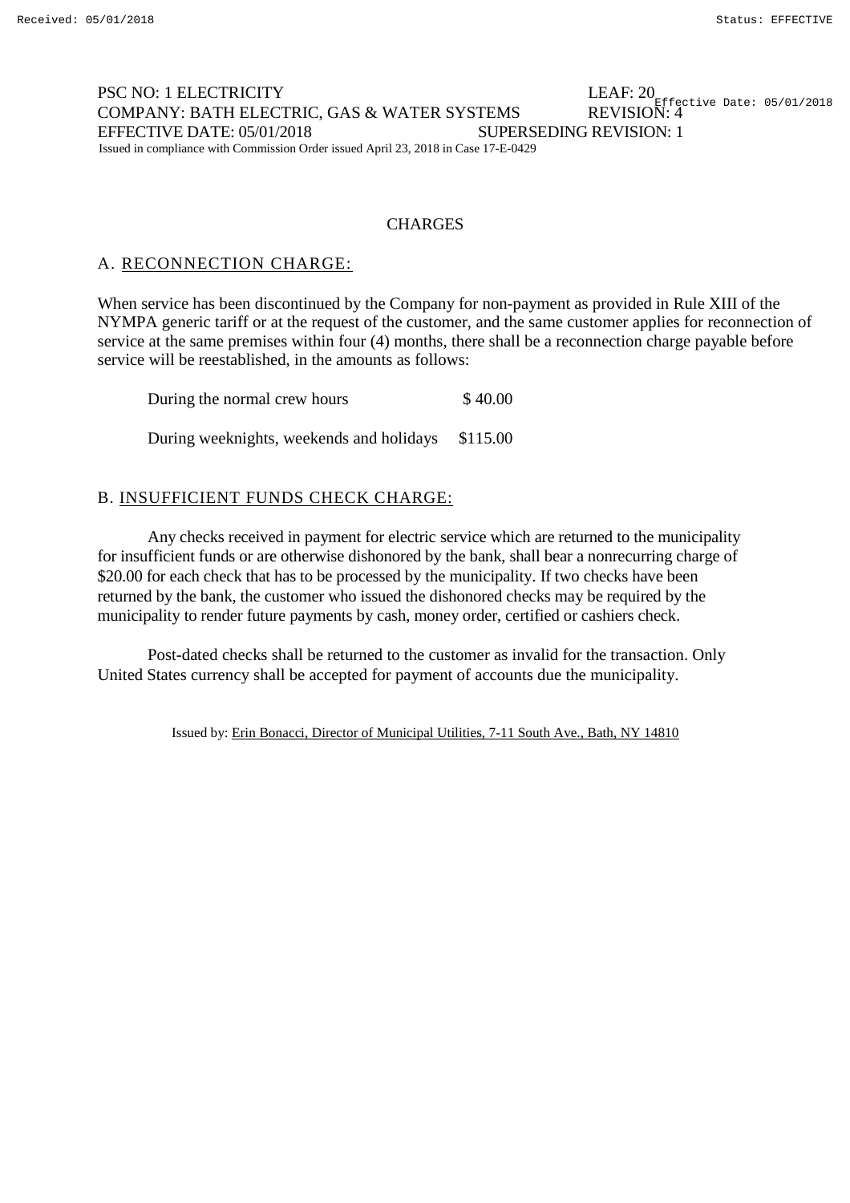PSC NO: 1 ELECTRICITY LEAF: 20
COMPANY: BATH ELECTRIC, GAS & WATER SYSTEMS REVISION: 4
EFFECTIVE DATE: 05/01/2018 SUPERSEDING REVISION: 1
Issued in compliance with Commission Order issued April 23, 2018 in Case 17-E-0429

## CHARGES

### A. RECONNECTION CHARGE:

When service has been discontinued by the Company for non-payment as provided in Rule XIII of the NYMPA generic tariff or at the request of the customer, and the same customer applies for reconnection of service at the same premises within four (4) months, there shall be a reconnection charge payable before service will be reestablished, in the amounts as follows:

| | |
|---|---|
| During the normal crew hours | $ 40.00 |
| During weeknights, weekends and holidays | $115.00 |

### B. INSUFFICIENT FUNDS CHECK CHARGE:

Any checks received in payment for electric service which are returned to the municipality for insufficient funds or are otherwise dishonored by the bank, shall bear a nonrecurring charge of $20.00 for each check that has to be processed by the municipality. If two checks have been returned by the bank, the customer who issued the dishonored checks may be required by the municipality to render future payments by cash, money order, certified or cashiers check.

Post-dated checks shall be returned to the customer as invalid for the transaction. Only United States currency shall be accepted for payment of accounts due the municipality.

Issued by: Erin Bonacci, Director of Municipal Utilities, 7-11 South Ave., Bath, NY 14810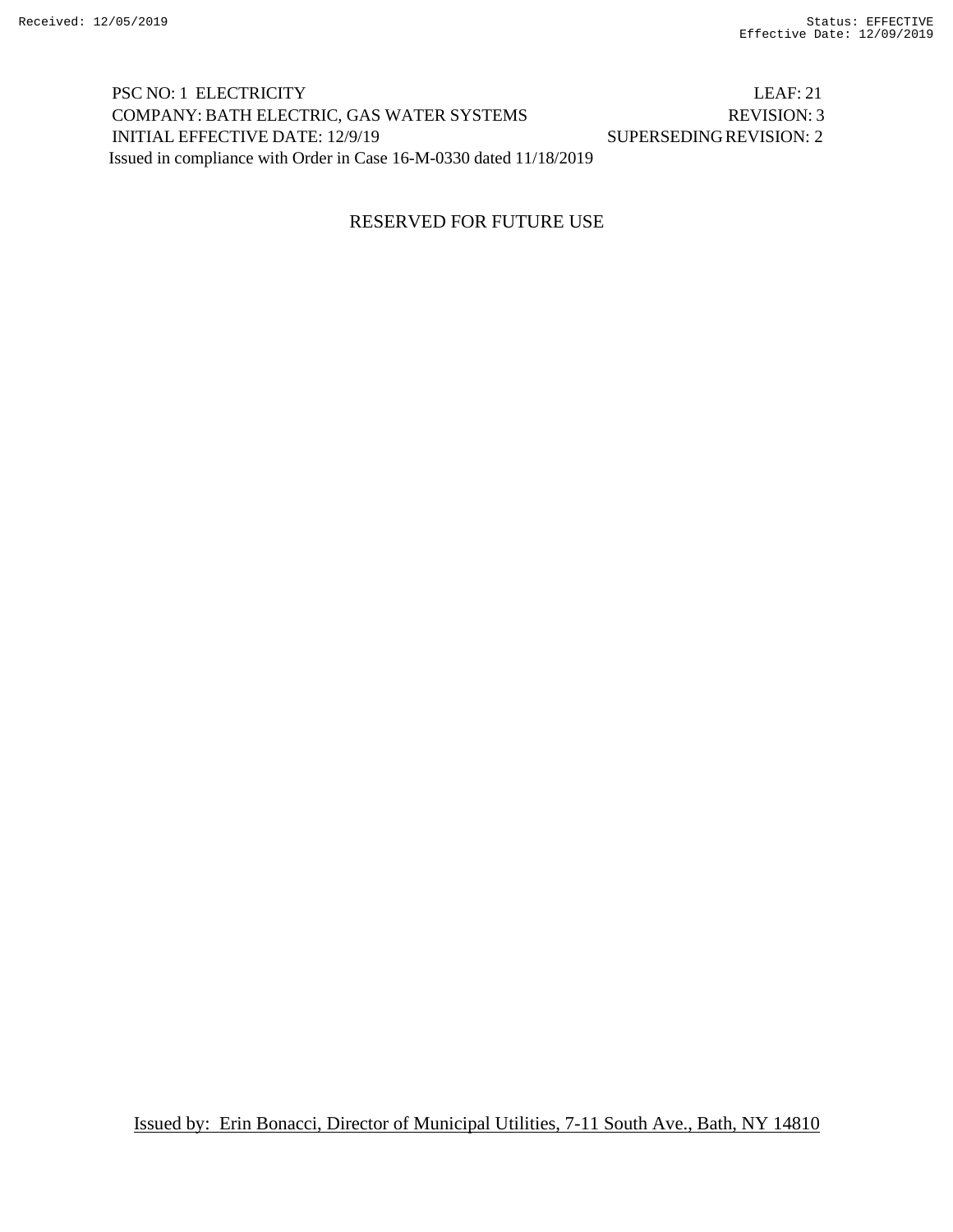PSC NO: 1 ELECTRICITY LEAF: 21
COMPANY: BATH ELECTRIC, GAS WATER SYSTEMS REVISION: 3
INITIAL EFFECTIVE DATE: 12/9/19 SUPERSEDING REVISION: 2
Issued in compliance with Order in Case 16-M-0330 dated 11/18/2019

RESERVED FOR FUTURE USE

Issued by: Erin Bonacci, Director of Municipal Utilities, 7-11 South Ave., Bath, NY 14810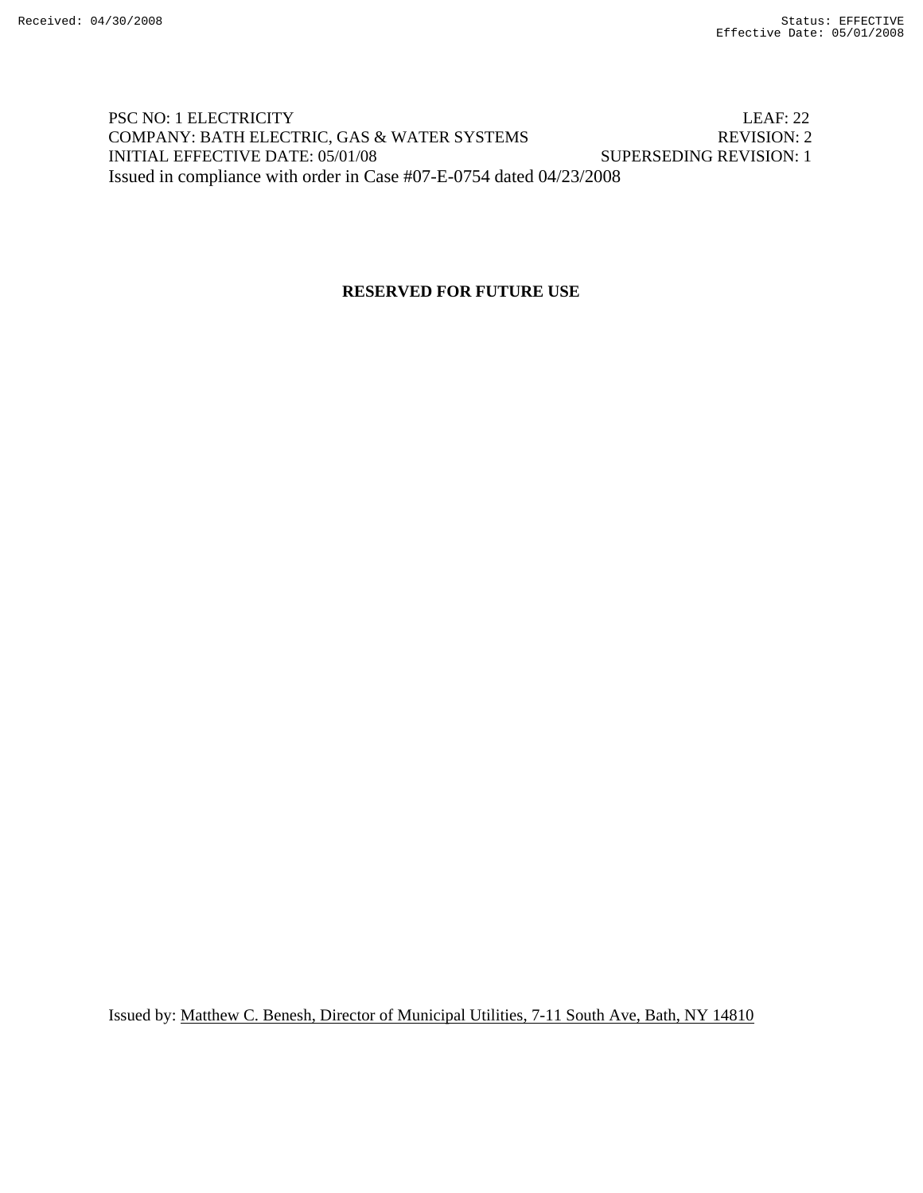PSC NO: 1 ELECTRICITY LEAF: 22
COMPANY: BATH ELECTRIC, GAS & WATER SYSTEMS REVISION: 2
INITIAL EFFECTIVE DATE: 05/01/08 SUPERSEDING REVISION: 1
Issued in compliance with order in Case #07-E-0754 dated 04/23/2008

**RESERVED FOR FUTURE USE**

Issued by: Matthew C. Benesh, Director of Municipal Utilities, 7-11 South Ave, Bath, NY 14810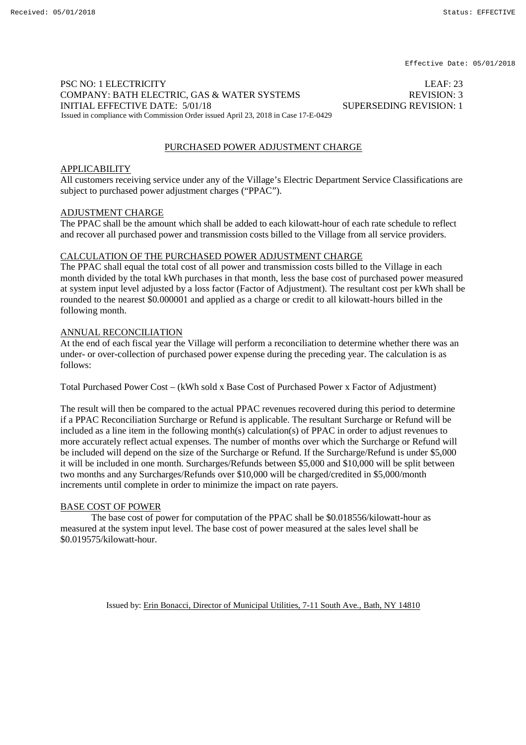PSC NO: 1 ELECTRICITY LEAF: 23
COMPANY: BATH ELECTRIC, GAS & WATER SYSTEMS REVISION: 3
INITIAL EFFECTIVE DATE: 5/01/18 SUPERSEDING REVISION: 1
Issued in compliance with Commission Order issued April 23, 2018 in Case 17-E-0429

## PURCHASED POWER ADJUSTMENT CHARGE

### APPLICABILITY

All customers receiving service under any of the Village's Electric Department Service Classifications are subject to purchased power adjustment charges ("PPAC").

### ADJUSTMENT CHARGE

The PPAC shall be the amount which shall be added to each kilowatt-hour of each rate schedule to reflect and recover all purchased power and transmission costs billed to the Village from all service providers.

### CALCULATION OF THE PURCHASED POWER ADJUSTMENT CHARGE

The PPAC shall equal the total cost of all power and transmission costs billed to the Village in each month divided by the total kWh purchases in that month, less the base cost of purchased power measured at system input level adjusted by a loss factor (Factor of Adjustment). The resultant cost per kWh shall be rounded to the nearest $0.000001 and applied as a charge or credit to all kilowatt-hours billed in the following month.

### ANNUAL RECONCILIATION

At the end of each fiscal year the Village will perform a reconciliation to determine whether there was an under- or over-collection of purchased power expense during the preceding year. The calculation is as follows:

Total Purchased Power Cost – (kWh sold x Base Cost of Purchased Power x Factor of Adjustment)

The result will then be compared to the actual PPAC revenues recovered during this period to determine if a PPAC Reconciliation Surcharge or Refund is applicable. The resultant Surcharge or Refund will be included as a line item in the following month(s) calculation(s) of PPAC in order to adjust revenues to more accurately reflect actual expenses. The number of months over which the Surcharge or Refund will be included will depend on the size of the Surcharge or Refund. If the Surcharge/Refund is under $5,000 it will be included in one month. Surcharges/Refunds between $5,000 and $10,000 will be split between two months and any Surcharges/Refunds over $10,000 will be charged/credited in $5,000/month increments until complete in order to minimize the impact on rate payers.

### BASE COST OF POWER

The base cost of power for computation of the PPAC shall be $0.018556/kilowatt-hour as measured at the system input level. The base cost of power measured at the sales level shall be $0.019575/kilowatt-hour.

Issued by: Erin Bonacci, Director of Municipal Utilities, 7-11 South Ave., Bath, NY 14810